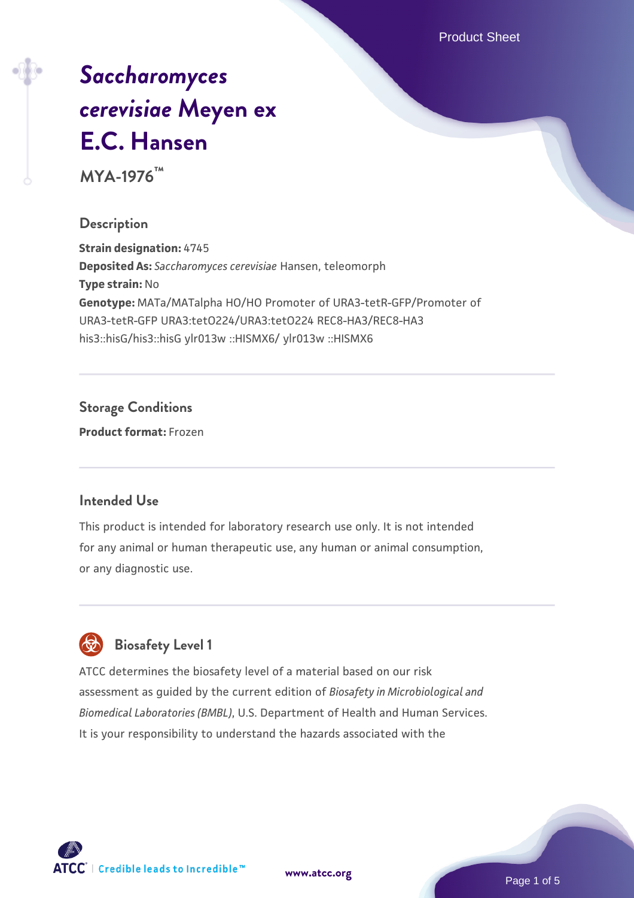# *Saccharomyces cerevisiae* Meyen ex E.C. Hansen

**MYA-1976™**

## Description

**Strain designation:** 4745
**Deposited As:** *Saccharomyces cerevisiae* Hansen, teleomorph
**Type strain:** No
**Genotype:** MATa/MATalpha HO/HO Promoter of URA3-tetR-GFP/Promoter of URA3-tetR-GFP URA3:tetO224/URA3:tetO224 REC8-HA3/REC8-HA3 his3::hisG/his3::hisG ylr013w ::HISMX6/ ylr013w ::HISMX6

## Storage Conditions

**Product format:** Frozen

## Intended Use

This product is intended for laboratory research use only. It is not intended for any animal or human therapeutic use, any human or animal consumption, or any diagnostic use.

## Biosafety Level 1

ATCC determines the biosafety level of a material based on our risk assessment as guided by the current edition of *Biosafety in Microbiological and Biomedical Laboratories (BMBL)*, U.S. Department of Health and Human Services. It is your responsibility to understand the hazards associated with the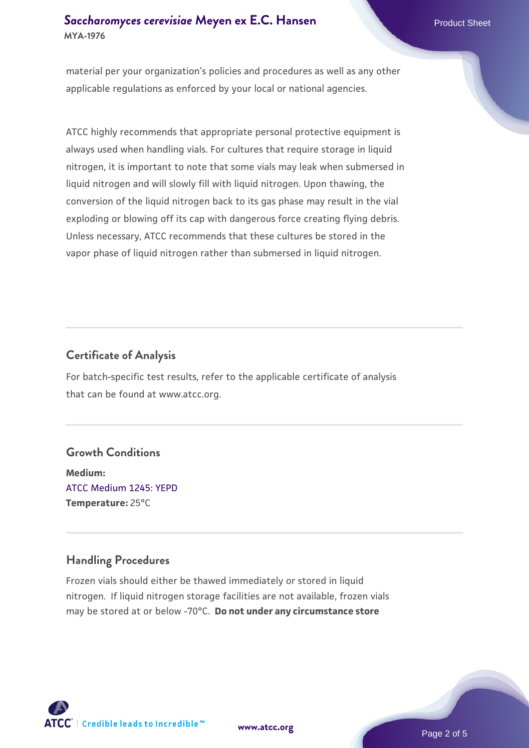material per your organization's policies and procedures as well as any other applicable regulations as enforced by your local or national agencies.

ATCC highly recommends that appropriate personal protective equipment is always used when handling vials. For cultures that require storage in liquid nitrogen, it is important to note that some vials may leak when submersed in liquid nitrogen and will slowly fill with liquid nitrogen. Upon thawing, the conversion of the liquid nitrogen back to its gas phase may result in the vial exploding or blowing off its cap with dangerous force creating flying debris. Unless necessary, ATCC recommends that these cultures be stored in the vapor phase of liquid nitrogen rather than submersed in liquid nitrogen.

## Certificate of Analysis

For batch-specific test results, refer to the applicable certificate of analysis that can be found at www.atcc.org.

## Growth Conditions

**Medium:**
ATCC Medium 1245: YEPD
**Temperature:** 25°C

## Handling Procedures

Frozen vials should either be thawed immediately or stored in liquid nitrogen. If liquid nitrogen storage facilities are not available, frozen vials may be stored at or below -70°C. **Do not under any circumstance store**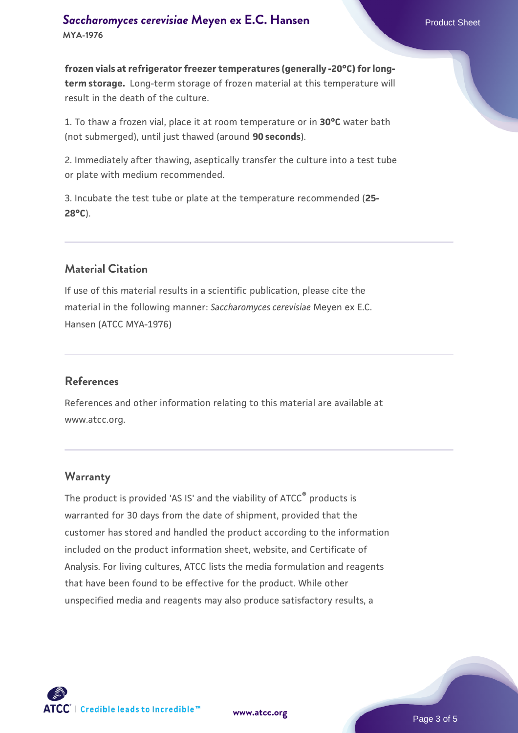**frozen vials at refrigerator freezer temperatures (generally -20°C) for long-term storage.** Long-term storage of frozen material at this temperature will result in the death of the culture.

1. To thaw a frozen vial, place it at room temperature or in **30°C** water bath (not submerged), until just thawed (around **90 seconds**).

2. Immediately after thawing, aseptically transfer the culture into a test tube or plate with medium recommended.

3. Incubate the test tube or plate at the temperature recommended (**25-28°C**).

## Material Citation

If use of this material results in a scientific publication, please cite the material in the following manner: *Saccharomyces cerevisiae* Meyen ex E.C. Hansen (ATCC MYA-1976)

## References

References and other information relating to this material are available at www.atcc.org.

## Warranty

The product is provided 'AS IS' and the viability of ATCC® products is warranted for 30 days from the date of shipment, provided that the customer has stored and handled the product according to the information included on the product information sheet, website, and Certificate of Analysis. For living cultures, ATCC lists the media formulation and reagents that have been found to be effective for the product. While other unspecified media and reagents may also produce satisfactory results, a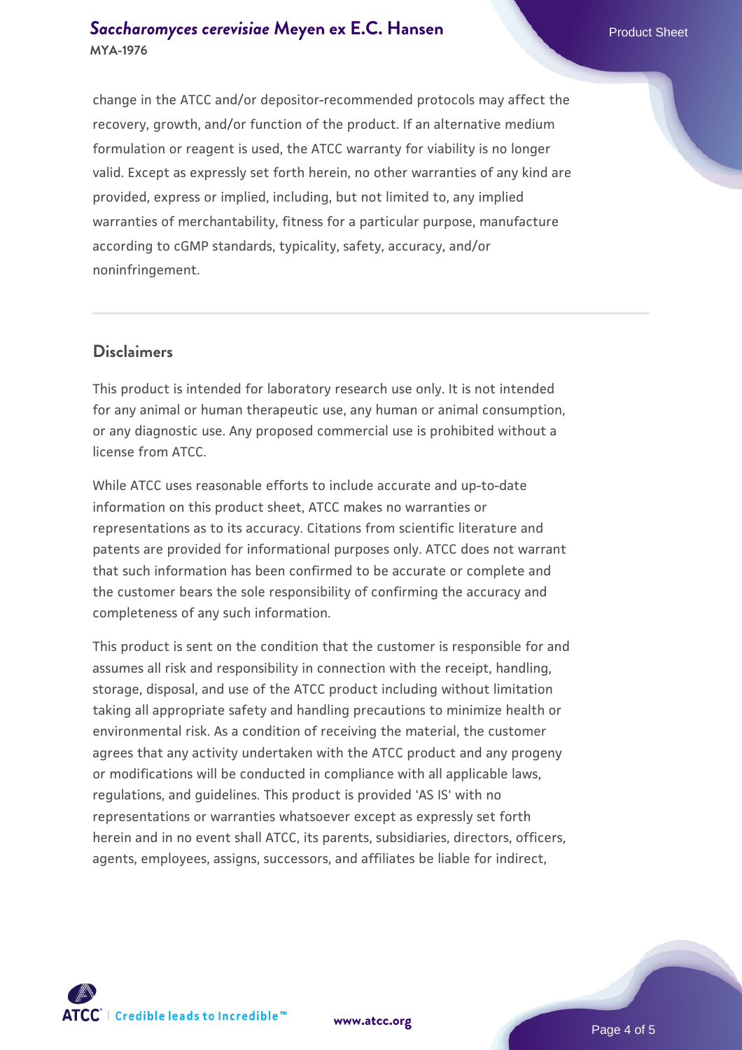change in the ATCC and/or depositor-recommended protocols may affect the recovery, growth, and/or function of the product. If an alternative medium formulation or reagent is used, the ATCC warranty for viability is no longer valid. Except as expressly set forth herein, no other warranties of any kind are provided, express or implied, including, but not limited to, any implied warranties of merchantability, fitness for a particular purpose, manufacture according to cGMP standards, typicality, safety, accuracy, and/or noninfringement.

## Disclaimers

This product is intended for laboratory research use only. It is not intended for any animal or human therapeutic use, any human or animal consumption, or any diagnostic use. Any proposed commercial use is prohibited without a license from ATCC.

While ATCC uses reasonable efforts to include accurate and up-to-date information on this product sheet, ATCC makes no warranties or representations as to its accuracy. Citations from scientific literature and patents are provided for informational purposes only. ATCC does not warrant that such information has been confirmed to be accurate or complete and the customer bears the sole responsibility of confirming the accuracy and completeness of any such information.

This product is sent on the condition that the customer is responsible for and assumes all risk and responsibility in connection with the receipt, handling, storage, disposal, and use of the ATCC product including without limitation taking all appropriate safety and handling precautions to minimize health or environmental risk. As a condition of receiving the material, the customer agrees that any activity undertaken with the ATCC product and any progeny or modifications will be conducted in compliance with all applicable laws, regulations, and guidelines. This product is provided 'AS IS' with no representations or warranties whatsoever except as expressly set forth herein and in no event shall ATCC, its parents, subsidiaries, directors, officers, agents, employees, assigns, successors, and affiliates be liable for indirect,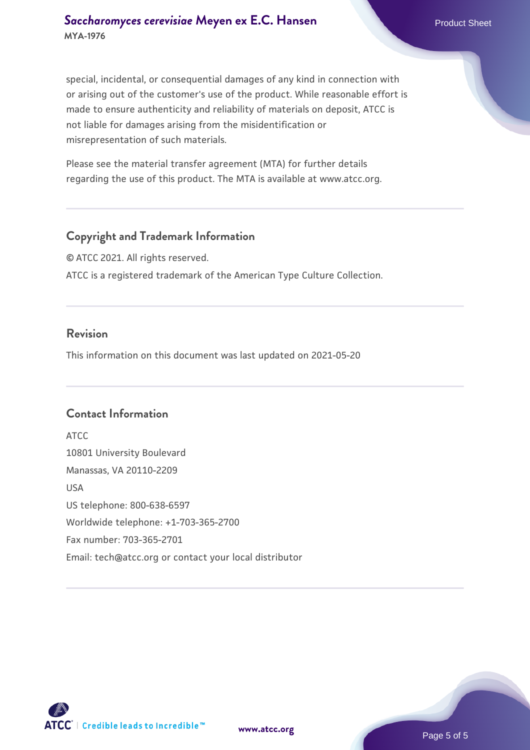special, incidental, or consequential damages of any kind in connection with or arising out of the customer's use of the product. While reasonable effort is made to ensure authenticity and reliability of materials on deposit, ATCC is not liable for damages arising from the misidentification or misrepresentation of such materials.

Please see the material transfer agreement (MTA) for further details regarding the use of this product. The MTA is available at www.atcc.org.

## Copyright and Trademark Information

© ATCC 2021. All rights reserved.

ATCC is a registered trademark of the American Type Culture Collection.

## Revision

This information on this document was last updated on 2021-05-20

## Contact Information

ATCC
10801 University Boulevard
Manassas, VA 20110-2209
USA
US telephone: 800-638-6597
Worldwide telephone: +1-703-365-2700
Fax number: 703-365-2701
Email: tech@atcc.org or contact your local distributor